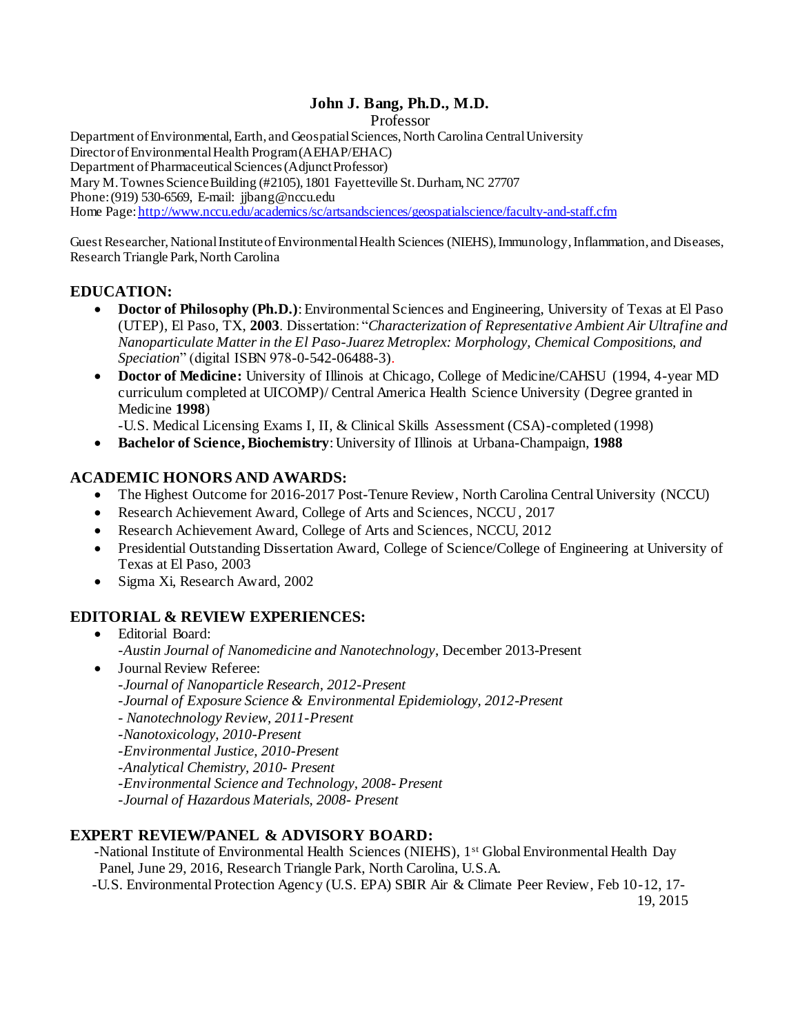# John J. Bang, Ph.D., M.D.

Professor

Department of Environmental, Earth, and Geospatial Sciences, North Carolina Central University
Director of Environmental Health Program (AEHAP/EHAC)
Department of Pharmaceutical Sciences (Adjunct Professor)
Mary M. Townes Science Building (#2105), 1801 Fayetteville St. Durham, NC 27707
Phone: (919) 530-6569, E-mail: jjbang@nccu.edu
Home Page: http://www.nccu.edu/academics/sc/artsandsciences/geospatialscience/faculty-and-staff.cfm

Guest Researcher, National Institute of Environmental Health Sciences (NIEHS), Immunology, Inflammation, and Diseases, Research Triangle Park, North Carolina

## EDUCATION:

- **Doctor of Philosophy (Ph.D.)**: Environmental Sciences and Engineering, University of Texas at El Paso (UTEP), El Paso, TX, **2003**. Dissertation: "*Characterization of Representative Ambient Air Ultrafine and Nanoparticulate Matter in the El Paso-Juarez Metroplex: Morphology, Chemical Compositions, and Speciation*" (digital ISBN 978-0-542-06488-3).
- **Doctor of Medicine:** University of Illinois at Chicago, College of Medicine/CAHSU (1994, 4-year MD curriculum completed at UICOMP)/ Central America Health Science University (Degree granted in Medicine **1998**)
  -U.S. Medical Licensing Exams I, II, & Clinical Skills Assessment (CSA)-completed (1998)
- **Bachelor of Science, Biochemistry**: University of Illinois at Urbana-Champaign, **1988**

## ACADEMIC HONORS AND AWARDS:

- The Highest Outcome for 2016-2017 Post-Tenure Review, North Carolina Central University (NCCU)
- Research Achievement Award, College of Arts and Sciences, NCCU, 2017
- Research Achievement Award, College of Arts and Sciences, NCCU, 2012
- Presidential Outstanding Dissertation Award, College of Science/College of Engineering at University of Texas at El Paso, 2003
- Sigma Xi, Research Award, 2002

## EDITORIAL & REVIEW EXPERIENCES:

- Editorial Board:
  -*Austin Journal of Nanomedicine and Nanotechnology*, December 2013-Present
- Journal Review Referee:
  -*Journal of Nanoparticle Research, 2012-Present*
  -*Journal of Exposure Science & Environmental Epidemiology, 2012-Present*
  - *Nanotechnology Review, 2011-Present*
  -*Nanotoxicology, 2010-Present*
  -*Environmental Justice, 2010-Present*
  -*Analytical Chemistry, 2010- Present*
  -*Environmental Science and Technology, 2008- Present*
  -*Journal of Hazardous Materials, 2008- Present*

## EXPERT REVIEW/PANEL & ADVISORY BOARD:

-National Institute of Environmental Health Sciences (NIEHS), 1st Global Environmental Health Day Panel, June 29, 2016, Research Triangle Park, North Carolina, U.S.A.

-U.S. Environmental Protection Agency (U.S. EPA) SBIR Air & Climate Peer Review, Feb 10-12, 17-19, 2015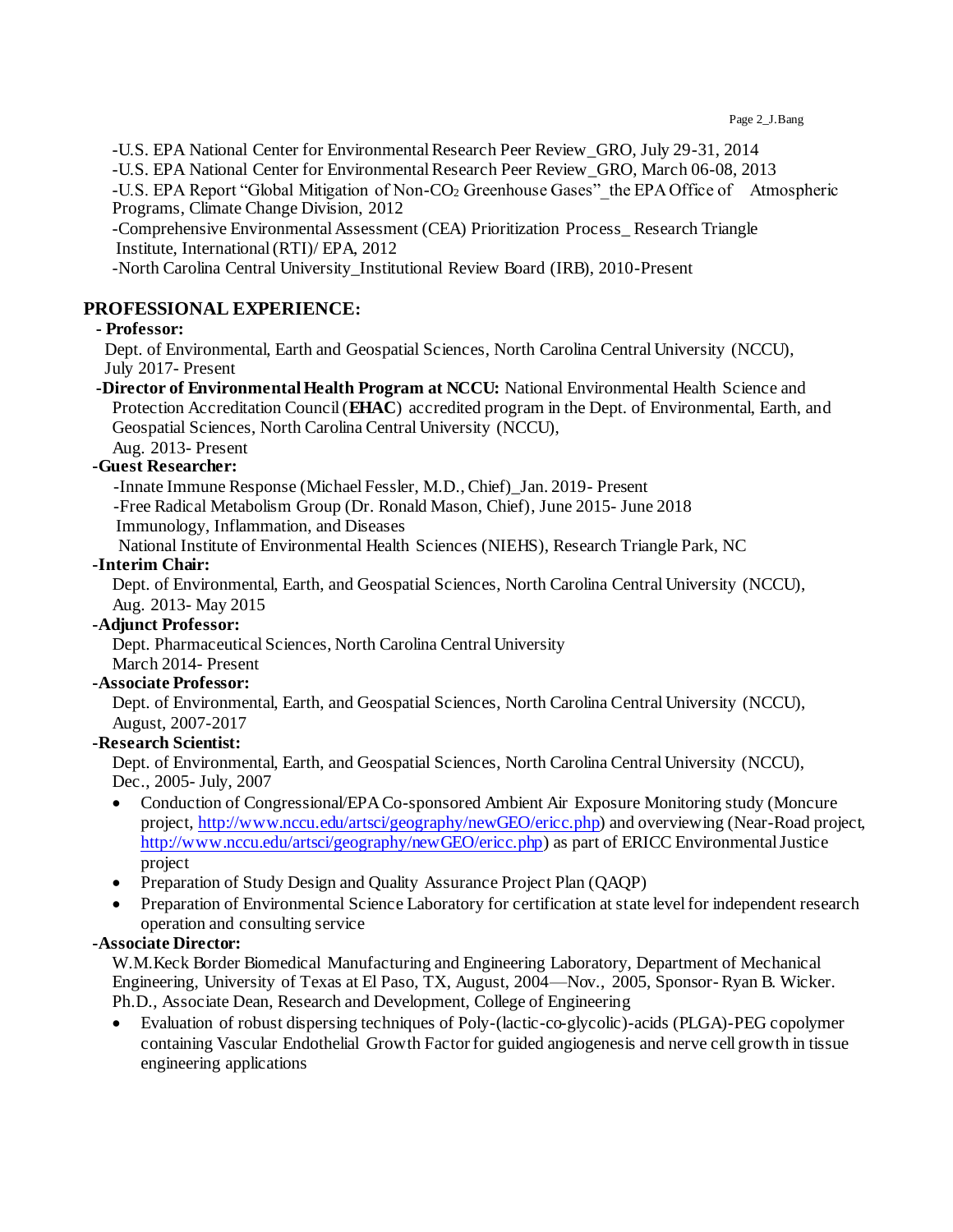-U.S. EPA National Center for Environmental Research Peer Review_GRO, July 29-31, 2014

-U.S. EPA National Center for Environmental Research Peer Review_GRO, March 06-08, 2013

-U.S. EPA Report "Global Mitigation of Non-$CO_2$ Greenhouse Gases"_the EPA Office of Atmospheric Programs, Climate Change Division, 2012

-Comprehensive Environmental Assessment (CEA) Prioritization Process_ Research Triangle Institute, International (RTI)/ EPA, 2012

-North Carolina Central University_Institutional Review Board (IRB), 2010-Present

## PROFESSIONAL EXPERIENCE:

**- Professor:**

Dept. of Environmental, Earth and Geospatial Sciences, North Carolina Central University (NCCU), July 2017- Present

**-Director of Environmental Health Program at NCCU:** National Environmental Health Science and Protection Accreditation Council (**EHAC**) accredited program in the Dept. of Environmental, Earth, and Geospatial Sciences, North Carolina Central University (NCCU),
Aug. 2013- Present

**-Guest Researcher:**

-Innate Immune Response (Michael Fessler, M.D., Chief)_Jan. 2019- Present
-Free Radical Metabolism Group (Dr. Ronald Mason, Chief), June 2015- June 2018
Immunology, Inflammation, and Diseases
National Institute of Environmental Health Sciences (NIEHS), Research Triangle Park, NC

**-Interim Chair:**

Dept. of Environmental, Earth, and Geospatial Sciences, North Carolina Central University (NCCU), Aug. 2013- May 2015

**-Adjunct Professor:**

Dept. Pharmaceutical Sciences, North Carolina Central University
March 2014- Present

**-Associate Professor:**

Dept. of Environmental, Earth, and Geospatial Sciences, North Carolina Central University (NCCU), August, 2007-2017

**-Research Scientist:**

Dept. of Environmental, Earth, and Geospatial Sciences, North Carolina Central University (NCCU), Dec., 2005- July, 2007

- Conduction of Congressional/EPA Co-sponsored Ambient Air Exposure Monitoring study (Moncure project, http://www.nccu.edu/artsci/geography/newGEO/ericc.php) and overviewing (Near-Road project, http://www.nccu.edu/artsci/geography/newGEO/ericc.php) as part of ERICC Environmental Justice project
- Preparation of Study Design and Quality Assurance Project Plan (QAQP)
- Preparation of Environmental Science Laboratory for certification at state level for independent research operation and consulting service

**-Associate Director:**

W.M.Keck Border Biomedical Manufacturing and Engineering Laboratory, Department of Mechanical Engineering, University of Texas at El Paso, TX, August, 2004—Nov., 2005, Sponsor- Ryan B. Wicker. Ph.D., Associate Dean, Research and Development, College of Engineering

- Evaluation of robust dispersing techniques of Poly-(lactic-co-glycolic)-acids (PLGA)-PEG copolymer containing Vascular Endothelial Growth Factor for guided angiogenesis and nerve cell growth in tissue engineering applications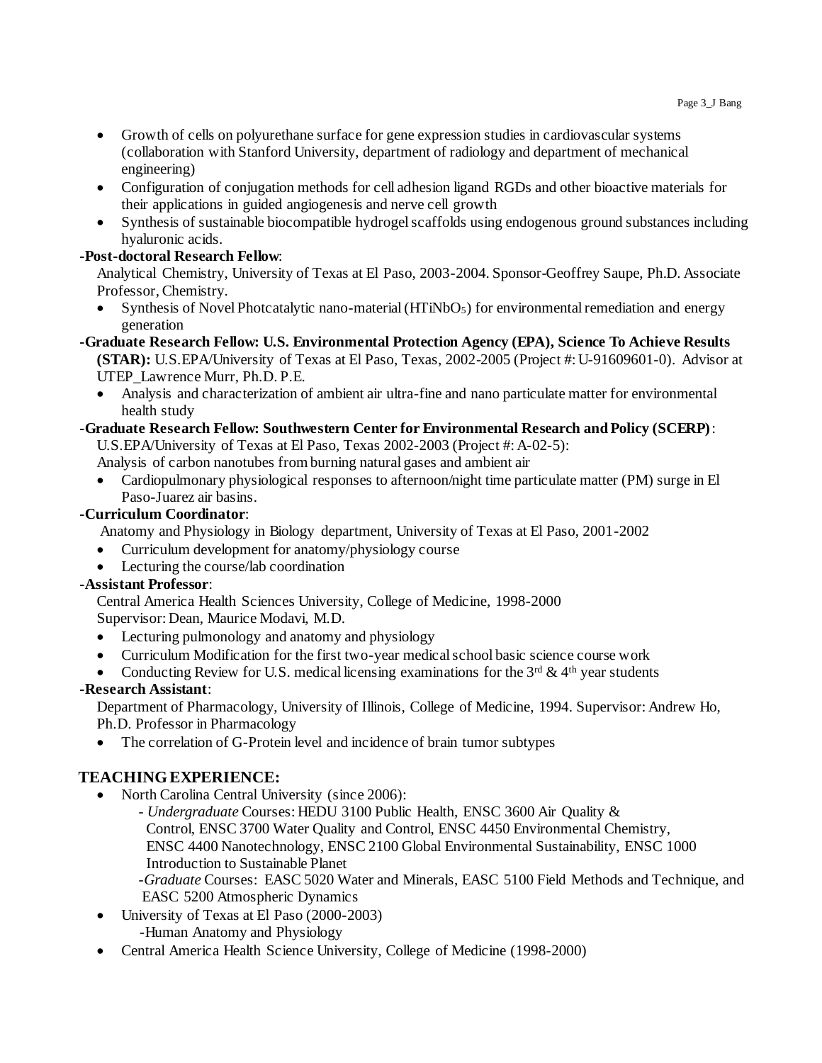- Growth of cells on polyurethane surface for gene expression studies in cardiovascular systems (collaboration with Stanford University, department of radiology and department of mechanical engineering)
- Configuration of conjugation methods for cell adhesion ligand RGDs and other bioactive materials for their applications in guided angiogenesis and nerve cell growth
- Synthesis of sustainable biocompatible hydrogel scaffolds using endogenous ground substances including hyaluronic acids.

**-Post-doctoral Research Fellow**:

Analytical Chemistry, University of Texas at El Paso, 2003-2004. Sponsor-Geoffrey Saupe, Ph.D. Associate Professor, Chemistry.

- Synthesis of Novel Photcatalytic nano-material ($HTiNbO_5$) for environmental remediation and energy generation

**-Graduate Research Fellow: U.S. Environmental Protection Agency (EPA), Science To Achieve Results (STAR):** U.S.EPA/University of Texas at El Paso, Texas, 2002-2005 (Project #: U-91609601-0). Advisor at UTEP_Lawrence Murr, Ph.D. P.E.

- Analysis and characterization of ambient air ultra-fine and nano particulate matter for environmental health study

**-Graduate Research Fellow: Southwestern Center for Environmental Research and Policy (SCERP)**:

U.S.EPA/University of Texas at El Paso, Texas 2002-2003 (Project #: A-02-5):

Analysis of carbon nanotubes from burning natural gases and ambient air

- Cardiopulmonary physiological responses to afternoon/night time particulate matter (PM) surge in El Paso-Juarez air basins.

**-Curriculum Coordinator**:

Anatomy and Physiology in Biology department, University of Texas at El Paso, 2001-2002

- Curriculum development for anatomy/physiology course
- Lecturing the course/lab coordination

**-Assistant Professor**:

Central America Health Sciences University, College of Medicine, 1998-2000

Supervisor: Dean, Maurice Modavi, M.D.

- Lecturing pulmonology and anatomy and physiology
- Curriculum Modification for the first two-year medical school basic science course work
- Conducting Review for U.S. medical licensing examinations for the 3rd & 4th year students

**-Research Assistant**:

Department of Pharmacology, University of Illinois, College of Medicine, 1994. Supervisor: Andrew Ho, Ph.D. Professor in Pharmacology

- The correlation of G-Protein level and incidence of brain tumor subtypes

## TEACHING EXPERIENCE:

- North Carolina Central University (since 2006):
  - *Undergraduate* Courses: HEDU 3100 Public Health, ENSC 3600 Air Quality & Control, ENSC 3700 Water Quality and Control, ENSC 4450 Environmental Chemistry, ENSC 4400 Nanotechnology, ENSC 2100 Global Environmental Sustainability, ENSC 1000 Introduction to Sustainable Planet
  - *Graduate* Courses: EASC 5020 Water and Minerals, EASC 5100 Field Methods and Technique, and EASC 5200 Atmospheric Dynamics
- University of Texas at El Paso (2000-2003)
  - Human Anatomy and Physiology
- Central America Health Science University, College of Medicine (1998-2000)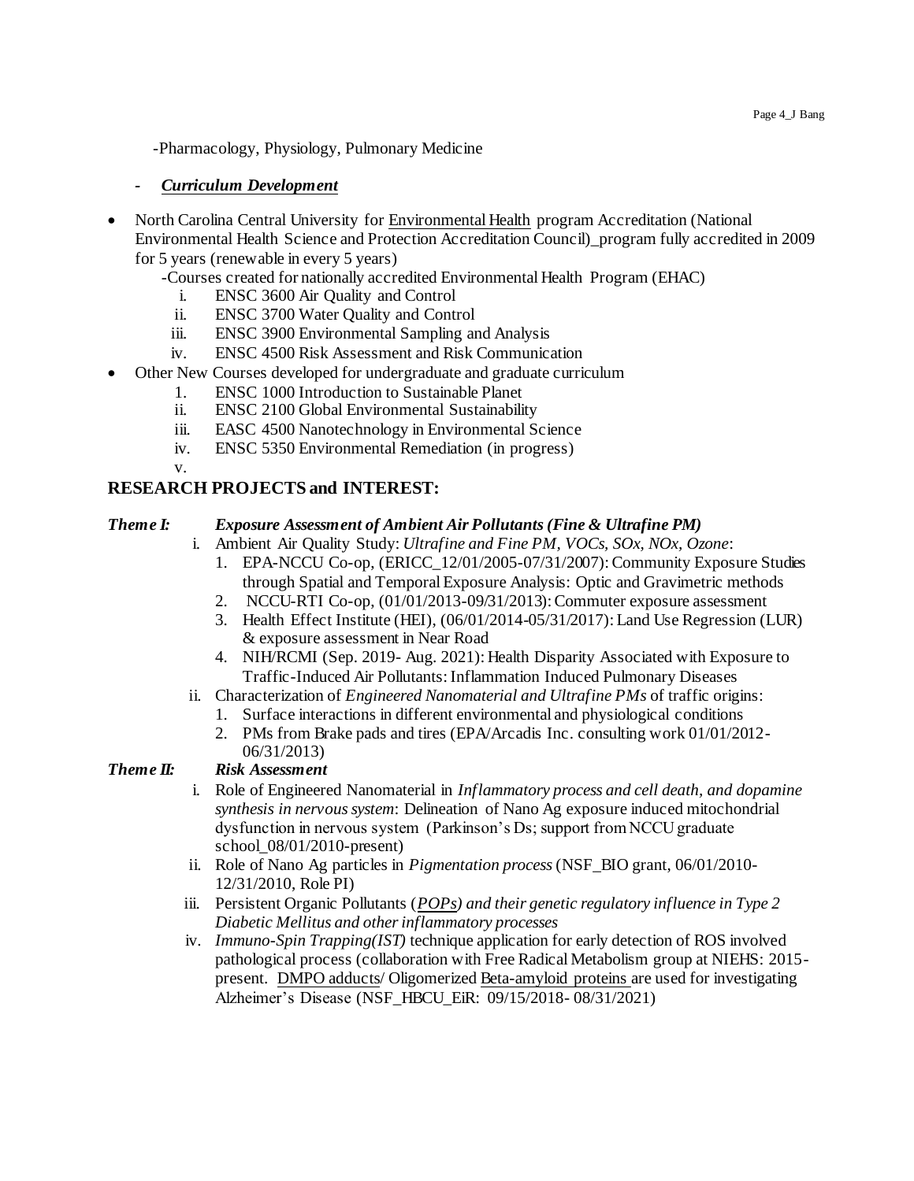-Pharmacology, Physiology, Pulmonary Medicine

- ***Curriculum Development***

- North Carolina Central University for Environmental Health program Accreditation (National Environmental Health Science and Protection Accreditation Council)_program fully accredited in 2009 for 5 years (renewable in every 5 years)
  - -Courses created for nationally accredited Environmental Health Program (EHAC)
    - i. ENSC 3600 Air Quality and Control
    - ii. ENSC 3700 Water Quality and Control
    - iii. ENSC 3900 Environmental Sampling and Analysis
    - iv. ENSC 4500 Risk Assessment and Risk Communication
- Other New Courses developed for undergraduate and graduate curriculum
  - 1. ENSC 1000 Introduction to Sustainable Planet
  - ii. ENSC 2100 Global Environmental Sustainability
  - iii. EASC 4500 Nanotechnology in Environmental Science
  - iv. ENSC 5350 Environmental Remediation (in progress)
  - v.

## RESEARCH PROJECTS and INTEREST:

***Theme I: Exposure Assessment of Ambient Air Pollutants (Fine & Ultrafine PM)***

- i. Ambient Air Quality Study: *Ultrafine and Fine PM, VOCs, SOx, NOx, Ozone*:
  1. EPA-NCCU Co-op, (ERICC_12/01/2005-07/31/2007): Community Exposure Studies through Spatial and Temporal Exposure Analysis: Optic and Gravimetric methods
  2. NCCU-RTI Co-op, (01/01/2013-09/31/2013): Commuter exposure assessment
  3. Health Effect Institute (HEI), (06/01/2014-05/31/2017): Land Use Regression (LUR) & exposure assessment in Near Road
  4. NIH/RCMI (Sep. 2019- Aug. 2021): Health Disparity Associated with Exposure to Traffic-Induced Air Pollutants: Inflammation Induced Pulmonary Diseases
- ii. Characterization of *Engineered Nanomaterial and Ultrafine PMs* of traffic origins:
  1. Surface interactions in different environmental and physiological conditions
  2. PMs from Brake pads and tires (EPA/Arcadis Inc. consulting work 01/01/2012-06/31/2013)

***Theme II: Risk Assessment***

- i. Role of Engineered Nanomaterial in *Inflammatory process and cell death, and dopamine synthesis in nervous system*: Delineation of Nano Ag exposure induced mitochondrial dysfunction in nervous system (Parkinson's Ds; support from NCCU graduate school_08/01/2010-present)
- ii. Role of Nano Ag particles in *Pigmentation process* (NSF_BIO grant, 06/01/2010-12/31/2010, Role PI)
- iii. Persistent Organic Pollutants (*POPs) and their genetic regulatory influence in Type 2 Diabetic Mellitus and other inflammatory processes*
- iv. *Immuno-Spin Trapping(IST)* technique application for early detection of ROS involved pathological process (collaboration with Free Radical Metabolism group at NIEHS: 2015-present. DMPO adducts/ Oligomerized Beta-amyloid proteins are used for investigating Alzheimer's Disease (NSF_HBCU_EiR: 09/15/2018- 08/31/2021)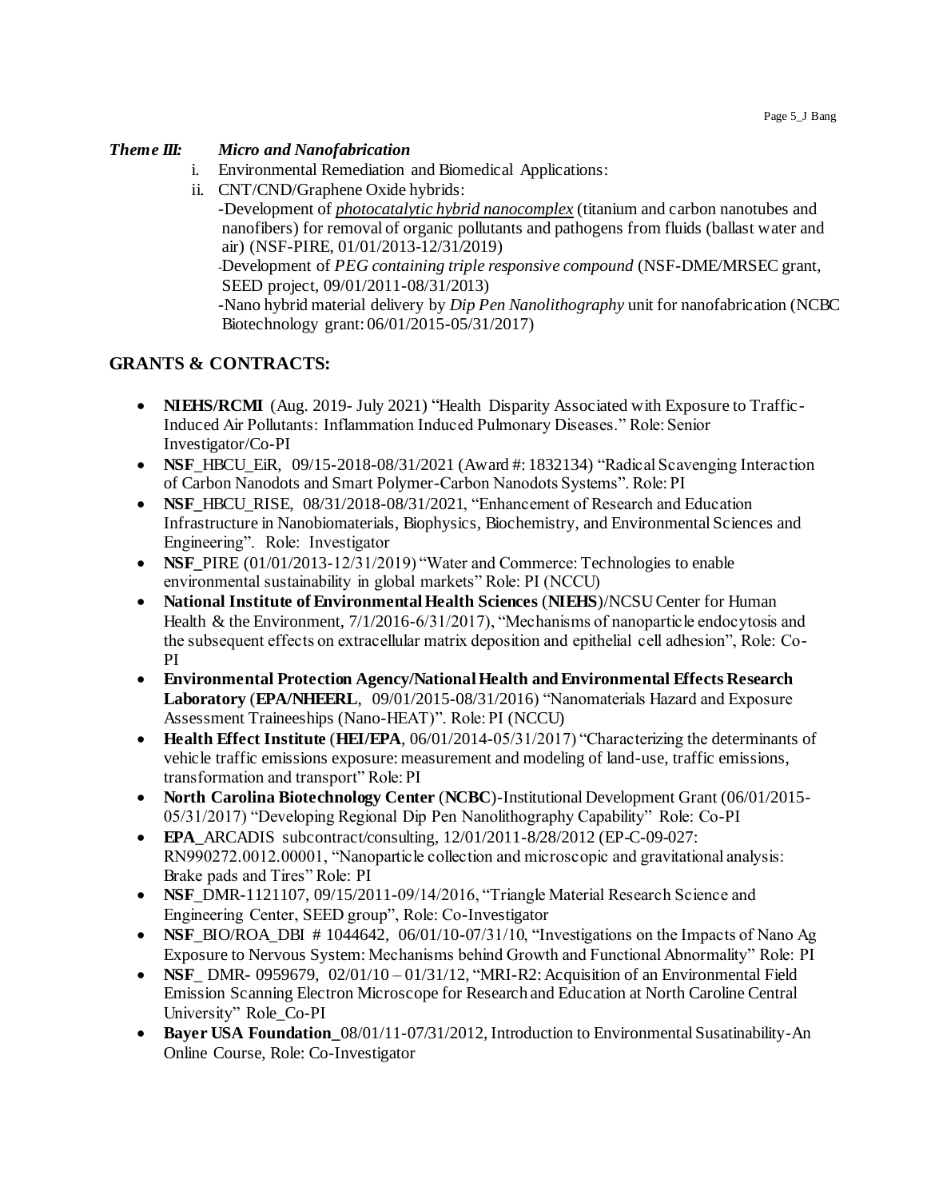***Theme III: Micro and Nanofabrication***

i. Environmental Remediation and Biomedical Applications:
ii. CNT/CND/Graphene Oxide hybrids:
   -Development of ***photocatalytic hybrid nanocomplex*** (titanium and carbon nanotubes and nanofibers) for removal of organic pollutants and pathogens from fluids (ballast water and air) (NSF-PIRE, 01/01/2013-12/31/2019)
   -Development of *PEG containing triple responsive compound* (NSF-DME/MRSEC grant, SEED project, 09/01/2011-08/31/2013)
   -Nano hybrid material delivery by *Dip Pen Nanolithography* unit for nanofabrication (NCBC Biotechnology grant: 06/01/2015-05/31/2017)

## GRANTS & CONTRACTS:

- **NIEHS/RCMI** (Aug. 2019- July 2021) "Health Disparity Associated with Exposure to Traffic-Induced Air Pollutants: Inflammation Induced Pulmonary Diseases." Role: Senior Investigator/Co-PI
- **NSF**_HBCU_EiR, 09/15-2018-08/31/2021 (Award #: 1832134) "Radical Scavenging Interaction of Carbon Nanodots and Smart Polymer-Carbon Nanodots Systems". Role: PI
- **NSF**_HBCU_RISE, 08/31/2018-08/31/2021, "Enhancement of Research and Education Infrastructure in Nanobiomaterials, Biophysics, Biochemistry, and Environmental Sciences and Engineering". Role: Investigator
- **NSF**_PIRE (01/01/2013-12/31/2019) "Water and Commerce: Technologies to enable environmental sustainability in global markets" Role: PI (NCCU)
- **National Institute of Environmental Health Sciences** (**NIEHS**)/NCSU Center for Human Health & the Environment, 7/1/2016-6/31/2017), "Mechanisms of nanoparticle endocytosis and the subsequent effects on extracellular matrix deposition and epithelial cell adhesion", Role: Co-PI
- **Environmental Protection Agency/National Health and Environmental Effects Research Laboratory** (**EPA/NHEERL**, 09/01/2015-08/31/2016) "Nanomaterials Hazard and Exposure Assessment Traineeships (Nano-HEAT)". Role: PI (NCCU)
- **Health Effect Institute** (**HEI/EPA**, 06/01/2014-05/31/2017) "Characterizing the determinants of vehicle traffic emissions exposure: measurement and modeling of land-use, traffic emissions, transformation and transport" Role: PI
- **North Carolina Biotechnology Center** (**NCBC**)-Institutional Development Grant (06/01/2015-05/31/2017) "Developing Regional Dip Pen Nanolithography Capability" Role: Co-PI
- **EPA**_ARCADIS subcontract/consulting, 12/01/2011-8/28/2012 (EP-C-09-027: RN990272.0012.00001, "Nanoparticle collection and microscopic and gravitational analysis: Brake pads and Tires" Role: PI
- **NSF**_DMR-1121107, 09/15/2011-09/14/2016, "Triangle Material Research Science and Engineering Center, SEED group", Role: Co-Investigator
- **NSF**_BIO/ROA_DBI # 1044642, 06/01/10-07/31/10, "Investigations on the Impacts of Nano Ag Exposure to Nervous System: Mechanisms behind Growth and Functional Abnormality" Role: PI
- **NSF**_ DMR- 0959679, 02/01/10 – 01/31/12, "MRI-R2: Acquisition of an Environmental Field Emission Scanning Electron Microscope for Research and Education at North Caroline Central University" Role_Co-PI
- **Bayer USA Foundation**_08/01/11-07/31/2012, Introduction to Environmental Susatinability-An Online Course, Role: Co-Investigator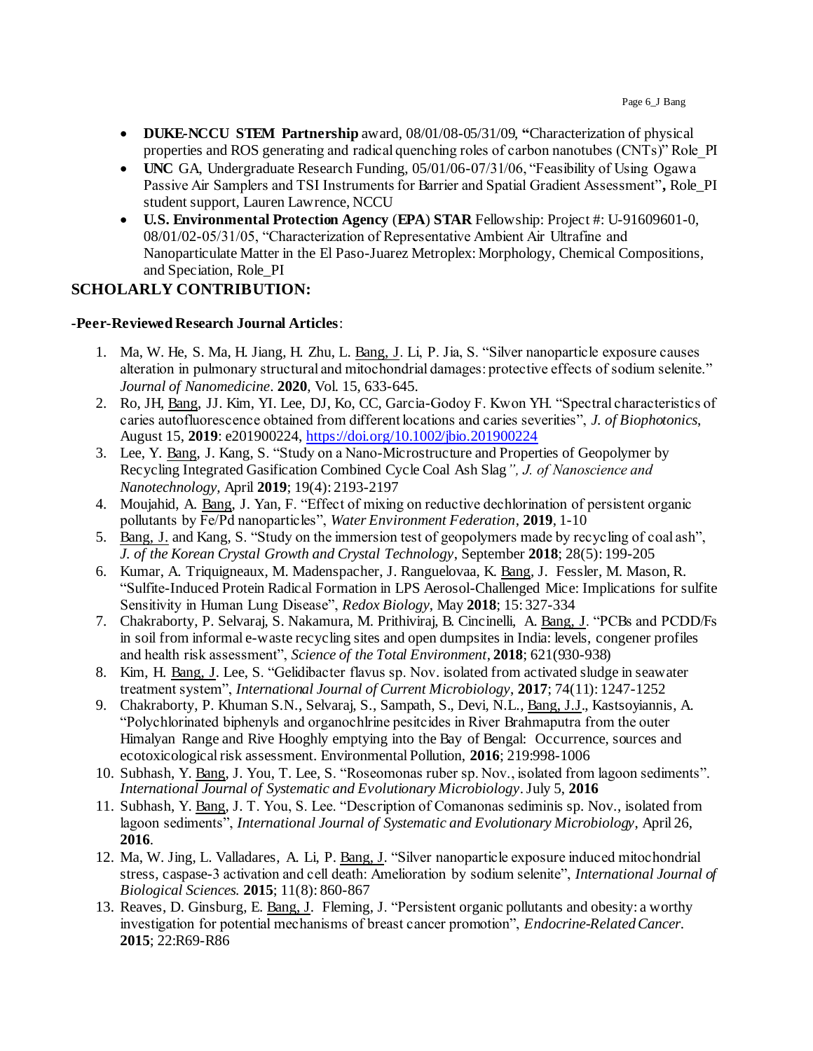- **DUKE-NCCU STEM Partnership** award, 08/01/08-05/31/09, **"**Characterization of physical properties and ROS generating and radical quenching roles of carbon nanotubes (CNTs)" Role_PI
- **UNC** GA, Undergraduate Research Funding, 05/01/06-07/31/06, "Feasibility of Using Ogawa Passive Air Samplers and TSI Instruments for Barrier and Spatial Gradient Assessment"**,** Role_PI student support, Lauren Lawrence, NCCU
- **U.S. Environmental Protection Agency** (**EPA**) **STAR** Fellowship: Project #: U-91609601-0, 08/01/02-05/31/05, "Characterization of Representative Ambient Air Ultrafine and Nanoparticulate Matter in the El Paso-Juarez Metroplex: Morphology, Chemical Compositions, and Speciation, Role_PI

## SCHOLARLY CONTRIBUTION:

**-Peer-Reviewed Research Journal Articles**:

1. Ma, W. He, S. Ma, H. Jiang, H. Zhu, L. Bang, J. Li, P. Jia, S. "Silver nanoparticle exposure causes alteration in pulmonary structural and mitochondrial damages: protective effects of sodium selenite." *Journal of Nanomedicine*. **2020**, Vol. 15, 633-645.
2. Ro, JH, Bang, JJ. Kim, YI. Lee, DJ, Ko, CC, Garcia-Godoy F. Kwon YH. "Spectral characteristics of caries autofluorescence obtained from different locations and caries severities", *J. of Biophotonics*, August 15, **2019**: e201900224, https://doi.org/10.1002/jbio.201900224
3. Lee, Y. Bang, J. Kang, S. "Study on a Nano-Microstructure and Properties of Geopolymer by Recycling Integrated Gasification Combined Cycle Coal Ash Slag*", J. of Nanoscience and Nanotechnology,* April **2019**; 19(4): 2193-2197
4. Moujahid, A. Bang, J. Yan, F. "Effect of mixing on reductive dechlorination of persistent organic pollutants by Fe/Pd nanoparticles", *Water Environment Federation*, **2019**, 1-10
5. Bang, J. and Kang, S. "Study on the immersion test of geopolymers made by recycling of coal ash", *J. of the Korean Crystal Growth and Crystal Technology*, September **2018**; 28(5): 199-205
6. Kumar, A. Triquigneaux, M. Madenspacher, J. Ranguelovaa, K. Bang, J. Fessler, M. Mason, R. "Sulfite-Induced Protein Radical Formation in LPS Aerosol-Challenged Mice: Implications for sulfite Sensitivity in Human Lung Disease", *Redox Biology*, May **2018**; 15: 327-334
7. Chakraborty, P. Selvaraj, S. Nakamura, M. Prithiviraj, B. Cincinelli, A. Bang, J. "PCBs and PCDD/Fs in soil from informal e-waste recycling sites and open dumpsites in India: levels, congener profiles and health risk assessment", *Science of the Total Environment*, **2018**; 621(930-938)
8. Kim, H. Bang, J. Lee, S. "Gelidibacter flavus sp. Nov. isolated from activated sludge in seawater treatment system", *International Journal of Current Microbiology*, **2017**; 74(11): 1247-1252
9. Chakraborty, P. Khuman S.N., Selvaraj, S., Sampath, S., Devi, N.L., Bang, J.J., Kastsoyiannis, A. "Polychlorinated biphenyls and organochlrine pesitcides in River Brahmaputra from the outer Himalyan Range and Rive Hooghly emptying into the Bay of Bengal: Occurrence, sources and ecotoxicological risk assessment. Environmental Pollution, **2016**; 219:998-1006
10. Subhash, Y. Bang, J. You, T. Lee, S. "Roseomonas ruber sp. Nov., isolated from lagoon sediments". *International Journal of Systematic and Evolutionary Microbiology*. July 5, **2016**
11. Subhash, Y. Bang, J. T. You, S. Lee. "Description of Comanonas sediminis sp. Nov., isolated from lagoon sediments", *International Journal of Systematic and Evolutionary Microbiology*, April 26, **2016**.
12. Ma, W. Jing, L. Valladares, A. Li, P. Bang, J. "Silver nanoparticle exposure induced mitochondrial stress, caspase-3 activation and cell death: Amelioration by sodium selenite", *International Journal of Biological Sciences.* **2015**; 11(8): 860-867
13. Reaves, D. Ginsburg, E. Bang, J. Fleming, J. "Persistent organic pollutants and obesity: a worthy investigation for potential mechanisms of breast cancer promotion", *Endocrine-Related Cancer.* **2015**; 22:R69-R86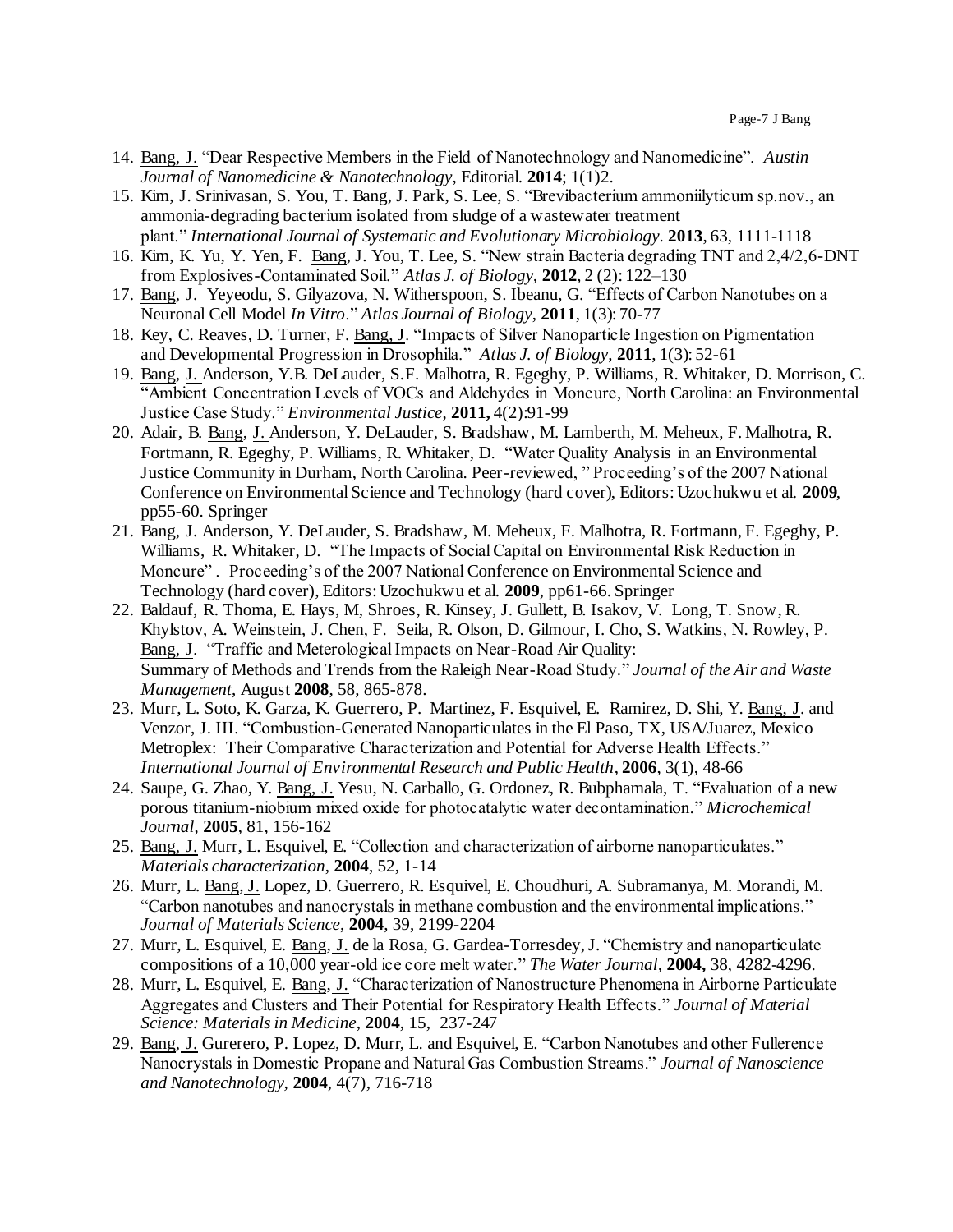14. Bang, J. "Dear Respective Members in the Field of Nanotechnology and Nanomedicine". *Austin Journal of Nanomedicine & Nanotechnology*, Editorial. **2014**; 1(1)2.
15. Kim, J. Srinivasan, S. You, T. Bang, J. Park, S. Lee, S. "Brevibacterium ammoniilyticum sp.nov., an ammonia-degrading bacterium isolated from sludge of a wastewater treatment plant." *International Journal of Systematic and Evolutionary Microbiology*. **2013**, 63, 1111-1118
16. Kim, K. Yu, Y. Yen, F. Bang, J. You, T. Lee, S. "New strain Bacteria degrading TNT and 2,4/2,6-DNT from Explosives-Contaminated Soil." *Atlas J. of Biology*, **2012**, 2 (2): 122–130
17. Bang, J. Yeyeodu, S. Gilyazova, N. Witherspoon, S. Ibeanu, G. "Effects of Carbon Nanotubes on a Neuronal Cell Model *In Vitro*." *Atlas Journal of Biology*, **2011**, 1(3): 70-77
18. Key, C. Reaves, D. Turner, F. Bang, J. "Impacts of Silver Nanoparticle Ingestion on Pigmentation and Developmental Progression in Drosophila." *Atlas J. of Biology*, **2011**, 1(3): 52-61
19. Bang, J. Anderson, Y.B. DeLauder, S.F. Malhotra, R. Egeghy, P. Williams, R. Whitaker, D. Morrison, C. "Ambient Concentration Levels of VOCs and Aldehydes in Moncure, North Carolina: an Environmental Justice Case Study." *Environmental Justice*, **2011,** 4(2):91-99
20. Adair, B. Bang, J. Anderson, Y. DeLauder, S. Bradshaw, M. Lamberth, M. Meheux, F. Malhotra, R. Fortmann, R. Egeghy, P. Williams, R. Whitaker, D. "Water Quality Analysis in an Environmental Justice Community in Durham, North Carolina. Peer-reviewed, " Proceeding's of the 2007 National Conference on Environmental Science and Technology (hard cover), Editors: Uzochukwu et al. **2009**, pp55-60. Springer
21. Bang, J. Anderson, Y. DeLauder, S. Bradshaw, M. Meheux, F. Malhotra, R. Fortmann, F. Egeghy, P. Williams, R. Whitaker, D. "The Impacts of Social Capital on Environmental Risk Reduction in Moncure" . Proceeding's of the 2007 National Conference on Environmental Science and Technology (hard cover), Editors: Uzochukwu et al. **2009**, pp61-66. Springer
22. Baldauf, R. Thoma, E. Hays, M, Shroes, R. Kinsey, J. Gullett, B. Isakov, V. Long, T. Snow, R. Khylstov, A. Weinstein, J. Chen, F. Seila, R. Olson, D. Gilmour, I. Cho, S. Watkins, N. Rowley, P. Bang, J. "Traffic and Meterological Impacts on Near-Road Air Quality: Summary of Methods and Trends from the Raleigh Near-Road Study." *Journal of the Air and Waste Management*, August **2008**, 58, 865-878.
23. Murr, L. Soto, K. Garza, K. Guerrero, P. Martinez, F. Esquivel, E. Ramirez, D. Shi, Y. Bang, J. and Venzor, J. III. "Combustion-Generated Nanoparticulates in the El Paso, TX, USA/Juarez, Mexico Metroplex: Their Comparative Characterization and Potential for Adverse Health Effects." *International Journal of Environmental Research and Public Health*, **2006**, 3(1), 48-66
24. Saupe, G. Zhao, Y. Bang, J. Yesu, N. Carballo, G. Ordonez, R. Bubphamala, T. "Evaluation of a new porous titanium-niobium mixed oxide for photocatalytic water decontamination." *Microchemical Journal*, **2005**, 81, 156-162
25. Bang, J. Murr, L. Esquivel, E. "Collection and characterization of airborne nanoparticulates." *Materials characterization*, **2004**, 52, 1-14
26. Murr, L. Bang, J. Lopez, D. Guerrero, R. Esquivel, E. Choudhuri, A. Subramanya, M. Morandi, M. "Carbon nanotubes and nanocrystals in methane combustion and the environmental implications." *Journal of Materials Science*, **2004**, 39, 2199-2204
27. Murr, L. Esquivel, E. Bang, J. de la Rosa, G. Gardea-Torresdey, J. "Chemistry and nanoparticulate compositions of a 10,000 year-old ice core melt water." *The Water Journal*, **2004,** 38, 4282-4296.
28. Murr, L. Esquivel, E. Bang, J. "Characterization of Nanostructure Phenomena in Airborne Particulate Aggregates and Clusters and Their Potential for Respiratory Health Effects." *Journal of Material Science: Materials in Medicine*, **2004**, 15, 237-247
29. Bang, J. Gurerero, P. Lopez, D. Murr, L. and Esquivel, E. "Carbon Nanotubes and other Fullerence Nanocrystals in Domestic Propane and Natural Gas Combustion Streams." *Journal of Nanoscience and Nanotechnology*, **2004**, 4(7), 716-718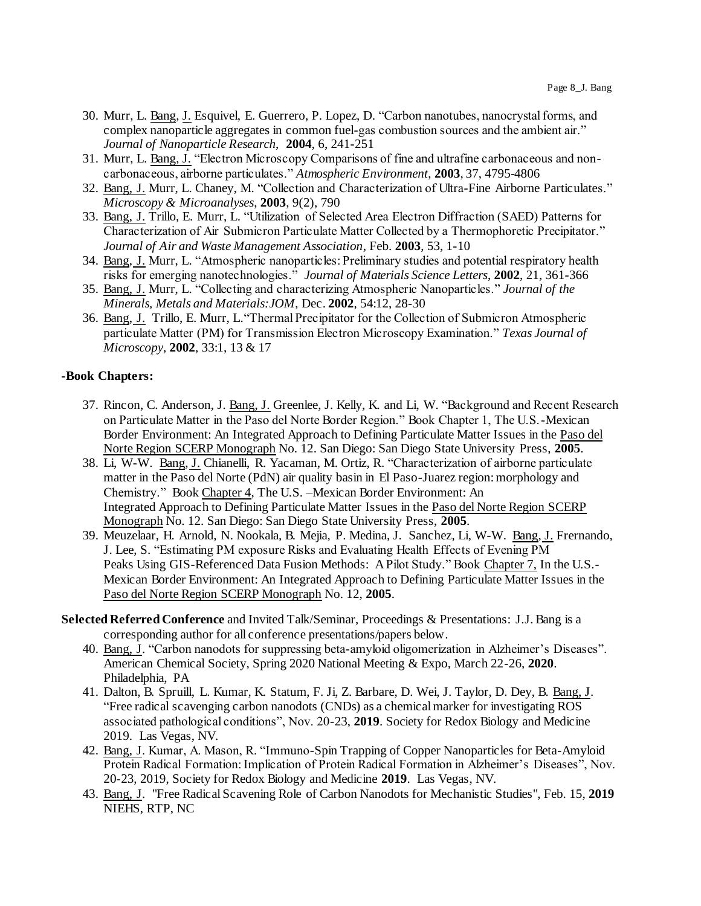30. Murr, L. <u>Bang, J.</u> Esquivel, E. Guerrero, P. Lopez, D. “Carbon nanotubes, nanocrystal forms, and complex nanoparticle aggregates in common fuel-gas combustion sources and the ambient air.” *Journal of Nanoparticle Research*, **2004**, 6, 241-251
31. Murr, L. <u>Bang, J.</u> “Electron Microscopy Comparisons of fine and ultrafine carbonaceous and non-carbonaceous, airborne particulates.” *Atmospheric Environment*, **2003**, 37, 4795-4806
32. <u>Bang, J.</u> Murr, L. Chaney, M. “Collection and Characterization of Ultra-Fine Airborne Particulates.” *Microscopy & Microanalyses*, **2003**, 9(2), 790
33. <u>Bang, J.</u> Trillo, E. Murr, L. “Utilization of Selected Area Electron Diffraction (SAED) Patterns for Characterization of Air Submicron Particulate Matter Collected by a Thermophoretic Precipitator.” *Journal of Air and Waste Management Association*, Feb. **2003**, 53, 1-10
34. <u>Bang, J.</u> Murr, L. “Atmospheric nanoparticles: Preliminary studies and potential respiratory health risks for emerging nanotechnologies.” *Journal of Materials Science Letters*, **2002**, 21, 361-366
35. <u>Bang, J.</u> Murr, L. “Collecting and characterizing Atmospheric Nanoparticles.” *Journal of the Minerals, Metals and Materials: JOM*, Dec. **2002**, 54:12, 28-30
36. <u>Bang, J.</u> Trillo, E. Murr, L. “Thermal Precipitator for the Collection of Submicron Atmospheric particulate Matter (PM) for Transmission Electron Microscopy Examination.” *Texas Journal of Microscopy*, **2002**, 33:1, 13 & 17

**-Book Chapters:**

37. Rincon, C. Anderson, J. <u>Bang, J.</u> Greenlee, J. Kelly, K. and Li, W. “Background and Recent Research on Particulate Matter in the Paso del Norte Border Region.” Book Chapter 1, The U.S.-Mexican Border Environment: An Integrated Approach to Defining Particulate Matter Issues in the <u>Paso del Norte Region SCERP Monograph</u> No. 12. San Diego: San Diego State University Press, **2005**.
38. Li, W-W. <u>Bang, J.</u> Chianelli, R. Yacaman, M. Ortiz, R. “Characterization of airborne particulate matter in the Paso del Norte (PdN) air quality basin in El Paso-Juarez region: morphology and Chemistry.” Book <u>Chapter 4</u>, The U.S. –Mexican Border Environment: An Integrated Approach to Defining Particulate Matter Issues in the <u>Paso del Norte Region SCERP Monograph</u> No. 12. San Diego: San Diego State University Press, **2005**.
39. Meuzelaar, H. Arnold, N. Nookala, B. Mejia, P. Medina, J. Sanchez, Li, W-W. <u>Bang, J.</u> Frernando, J. Lee, S. “Estimating PM exposure Risks and Evaluating Health Effects of Evening PM Peaks Using GIS-Referenced Data Fusion Methods: A Pilot Study.” Book <u>Chapter 7,</u> In the U.S.-Mexican Border Environment: An Integrated Approach to Defining Particulate Matter Issues in the <u>Paso del Norte Region SCERP Monograph</u> No. 12, **2005**.

**Selected Referred Conference** and Invited Talk/Seminar, Proceedings & Presentations: J.J. Bang is a corresponding author for all conference presentations/papers below.

40. <u>Bang, J</u>. “Carbon nanodots for suppressing beta-amyloid oligomerization in Alzheimer’s Diseases”. American Chemical Society, Spring 2020 National Meeting & Expo, March 22-26, **2020**. Philadelphia, PA
41. Dalton, B. Spruill, L. Kumar, K. Statum, F. Ji, Z. Barbare, D. Wei, J. Taylor, D. Dey, B. <u>Bang, J</u>. “Free radical scavenging carbon nanodots (CNDs) as a chemical marker for investigating ROS associated pathological conditions”, Nov. 20-23, **2019**. Society for Redox Biology and Medicine 2019. Las Vegas, NV.
42. <u>Bang, J</u>. Kumar, A. Mason, R. “Immuno-Spin Trapping of Copper Nanoparticles for Beta-Amyloid Protein Radical Formation: Implication of Protein Radical Formation in Alzheimer’s Diseases”, Nov. 20-23, 2019, Society for Redox Biology and Medicine **2019**. Las Vegas, NV.
43. <u>Bang, J</u>. "Free Radical Scavening Role of Carbon Nanodots for Mechanistic Studies", Feb. 15, **2019** NIEHS, RTP, NC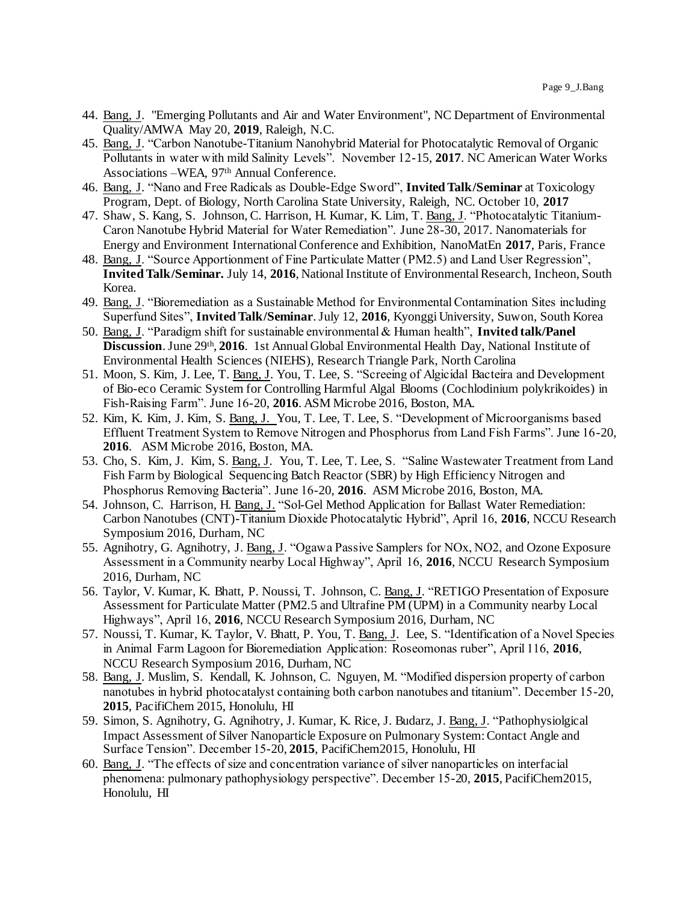44. Bang, J. "Emerging Pollutants and Air and Water Environment", NC Department of Environmental Quality/AMWA May 20, **2019**, Raleigh, N.C.
45. Bang, J. "Carbon Nanotube-Titanium Nanohybrid Material for Photocatalytic Removal of Organic Pollutants in water with mild Salinity Levels". November 12-15, **2017**. NC American Water Works Associations –WEA, 97th Annual Conference.
46. Bang, J. "Nano and Free Radicals as Double-Edge Sword", **Invited Talk/Seminar** at Toxicology Program, Dept. of Biology, North Carolina State University, Raleigh, NC. October 10, **2017**
47. Shaw, S. Kang, S. Johnson, C. Harrison, H. Kumar, K. Lim, T. Bang, J. "Photocatalytic Titanium-Caron Nanotube Hybrid Material for Water Remediation". June 28-30, 2017. Nanomaterials for Energy and Environment International Conference and Exhibition, NanoMatEn **2017**, Paris, France
48. Bang, J. "Source Apportionment of Fine Particulate Matter (PM2.5) and Land User Regression", **Invited Talk/Seminar.** July 14, **2016**, National Institute of Environmental Research, Incheon, South Korea.
49. Bang, J. "Bioremediation as a Sustainable Method for Environmental Contamination Sites including Superfund Sites", **Invited Talk/Seminar**. July 12, **2016**, Kyonggi University, Suwon, South Korea
50. Bang, J. "Paradigm shift for sustainable environmental & Human health", **Invited talk/Panel Discussion**. June 29th, **2016**. 1st Annual Global Environmental Health Day, National Institute of Environmental Health Sciences (NIEHS), Research Triangle Park, North Carolina
51. Moon, S. Kim, J. Lee, T. Bang, J. You, T. Lee, S. "Screeing of Algicidal Bacteira and Development of Bio-eco Ceramic System for Controlling Harmful Algal Blooms (Cochlodinium polykrikoides) in Fish-Raising Farm". June 16-20, **2016**. ASM Microbe 2016, Boston, MA.
52. Kim, K. Kim, J. Kim, S. Bang, J. You, T. Lee, T. Lee, S. "Development of Microorganisms based Effluent Treatment System to Remove Nitrogen and Phosphorus from Land Fish Farms". June 16-20, **2016**. ASM Microbe 2016, Boston, MA.
53. Cho, S. Kim, J. Kim, S. Bang, J. You, T. Lee, T. Lee, S. "Saline Wastewater Treatment from Land Fish Farm by Biological Sequencing Batch Reactor (SBR) by High Efficiency Nitrogen and Phosphorus Removing Bacteria". June 16-20, **2016**. ASM Microbe 2016, Boston, MA.
54. Johnson, C. Harrison, H. Bang, J. "Sol-Gel Method Application for Ballast Water Remediation: Carbon Nanotubes (CNT)-Titanium Dioxide Photocatalytic Hybrid", April 16, **2016**, NCCU Research Symposium 2016, Durham, NC
55. Agnihotry, G. Agnihotry, J. Bang, J. "Ogawa Passive Samplers for NOx, NO2, and Ozone Exposure Assessment in a Community nearby Local Highway", April 16, **2016**, NCCU Research Symposium 2016, Durham, NC
56. Taylor, V. Kumar, K. Bhatt, P. Noussi, T. Johnson, C. Bang, J. "RETIGO Presentation of Exposure Assessment for Particulate Matter (PM2.5 and Ultrafine PM (UPM) in a Community nearby Local Highways", April 16, **2016**, NCCU Research Symposium 2016, Durham, NC
57. Noussi, T. Kumar, K. Taylor, V. Bhatt, P. You, T. Bang, J. Lee, S. "Identification of a Novel Species in Animal Farm Lagoon for Bioremediation Application: Roseomonas ruber", April 116, **2016**, NCCU Research Symposium 2016, Durham, NC
58. Bang, J. Muslim, S. Kendall, K. Johnson, C. Nguyen, M. "Modified dispersion property of carbon nanotubes in hybrid photocatalyst containing both carbon nanotubes and titanium". December 15-20, **2015**, PacifiChem 2015, Honolulu, HI
59. Simon, S. Agnihotry, G. Agnihotry, J. Kumar, K. Rice, J. Budarz, J. Bang, J. "Pathophysiolgical Impact Assessment of Silver Nanoparticle Exposure on Pulmonary System: Contact Angle and Surface Tension". December 15-20, **2015**, PacifiChem2015, Honolulu, HI
60. Bang, J. "The effects of size and concentration variance of silver nanoparticles on interfacial phenomena: pulmonary pathophysiology perspective". December 15-20, **2015**, PacifiChem2015, Honolulu, HI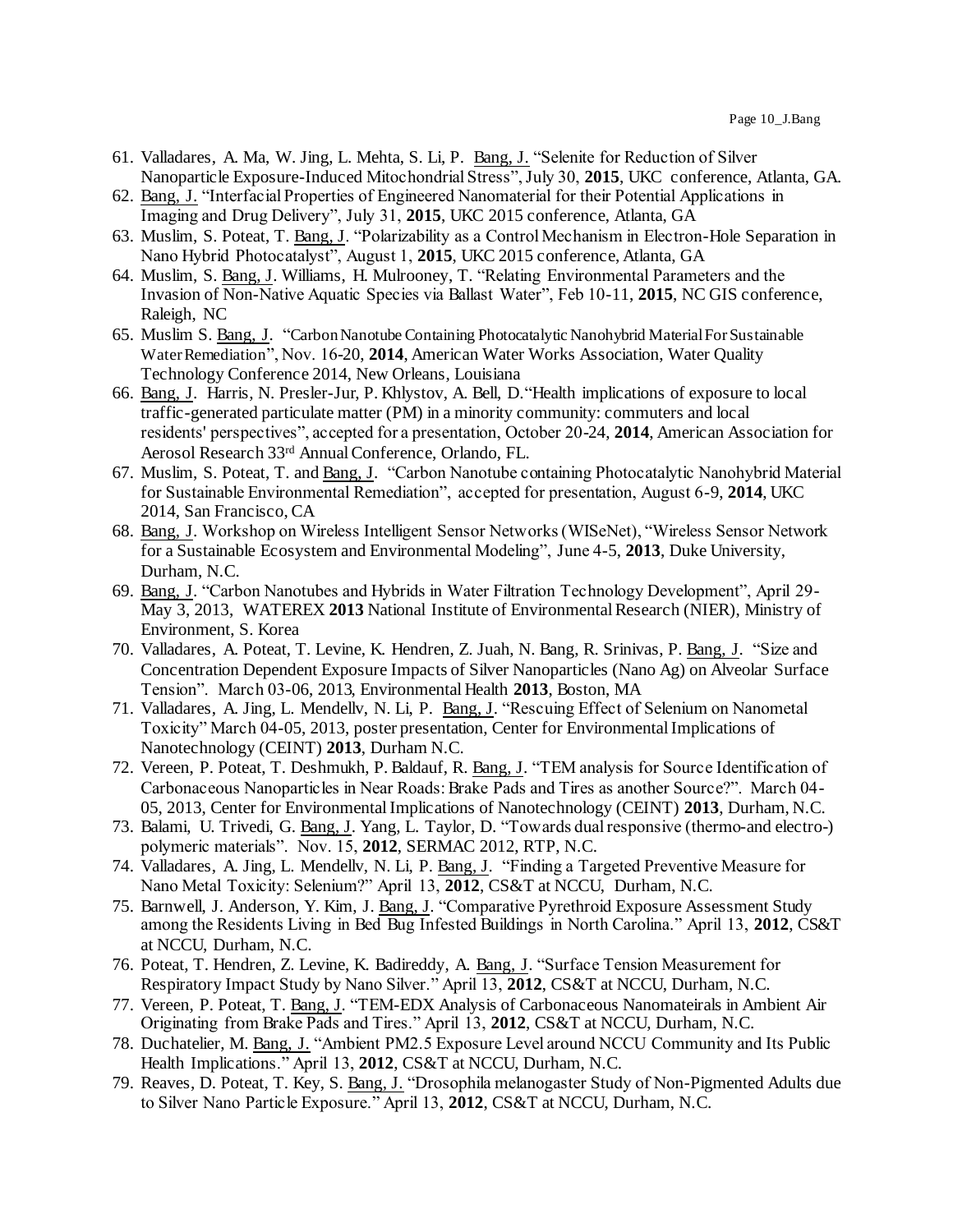61. Valladares, A. Ma, W. Jing, L. Mehta, S. Li, P. Bang, J. "Selenite for Reduction of Silver Nanoparticle Exposure-Induced Mitochondrial Stress", July 30, **2015**, UKC conference, Atlanta, GA.
62. Bang, J. "Interfacial Properties of Engineered Nanomaterial for their Potential Applications in Imaging and Drug Delivery", July 31, **2015**, UKC 2015 conference, Atlanta, GA
63. Muslim, S. Poteat, T. Bang, J. "Polarizability as a Control Mechanism in Electron-Hole Separation in Nano Hybrid Photocatalyst", August 1, **2015**, UKC 2015 conference, Atlanta, GA
64. Muslim, S. Bang, J. Williams, H. Mulrooney, T. "Relating Environmental Parameters and the Invasion of Non-Native Aquatic Species via Ballast Water", Feb 10-11, **2015**, NC GIS conference, Raleigh, NC
65. Muslim S. Bang, J. "Carbon Nanotube Containing Photocatalytic Nanohybrid Material For Sustainable Water Remediation", Nov. 16-20, **2014**, American Water Works Association, Water Quality Technology Conference 2014, New Orleans, Louisiana
66. Bang, J. Harris, N. Presler-Jur, P. Khlystov, A. Bell, D. "Health implications of exposure to local traffic-generated particulate matter (PM) in a minority community: commuters and local residents' perspectives", accepted for a presentation, October 20-24, **2014**, American Association for Aerosol Research 33rd Annual Conference, Orlando, FL.
67. Muslim, S. Poteat, T. and Bang, J. "Carbon Nanotube containing Photocatalytic Nanohybrid Material for Sustainable Environmental Remediation", accepted for presentation, August 6-9, **2014**, UKC 2014, San Francisco, CA
68. Bang, J. Workshop on Wireless Intelligent Sensor Networks (WISeNet), "Wireless Sensor Network for a Sustainable Ecosystem and Environmental Modeling", June 4-5, **2013**, Duke University, Durham, N.C.
69. Bang, J. "Carbon Nanotubes and Hybrids in Water Filtration Technology Development", April 29-May 3, 2013, WATEREX **2013** National Institute of Environmental Research (NIER), Ministry of Environment, S. Korea
70. Valladares, A. Poteat, T. Levine, K. Hendren, Z. Juah, N. Bang, R. Srinivas, P. Bang, J. "Size and Concentration Dependent Exposure Impacts of Silver Nanoparticles (Nano Ag) on Alveolar Surface Tension". March 03-06, 2013, Environmental Health **2013**, Boston, MA
71. Valladares, A. Jing, L. Mendellv, N. Li, P. Bang, J. "Rescuing Effect of Selenium on Nanometal Toxicity" March 04-05, 2013, poster presentation, Center for Environmental Implications of Nanotechnology (CEINT) **2013**, Durham N.C.
72. Vereen, P. Poteat, T. Deshmukh, P. Baldauf, R. Bang, J. "TEM analysis for Source Identification of Carbonaceous Nanoparticles in Near Roads: Brake Pads and Tires as another Source?". March 04-05, 2013, Center for Environmental Implications of Nanotechnology (CEINT) **2013**, Durham, N.C.
73. Balami, U. Trivedi, G. Bang, J. Yang, L. Taylor, D. "Towards dual responsive (thermo-and electro-) polymeric materials". Nov. 15, **2012**, SERMAC 2012, RTP, N.C.
74. Valladares, A. Jing, L. Mendellv, N. Li, P. Bang, J. "Finding a Targeted Preventive Measure for Nano Metal Toxicity: Selenium?" April 13, **2012**, CS&T at NCCU, Durham, N.C.
75. Barnwell, J. Anderson, Y. Kim, J. Bang, J. "Comparative Pyrethroid Exposure Assessment Study among the Residents Living in Bed Bug Infested Buildings in North Carolina." April 13, **2012**, CS&T at NCCU, Durham, N.C.
76. Poteat, T. Hendren, Z. Levine, K. Badireddy, A. Bang, J. "Surface Tension Measurement for Respiratory Impact Study by Nano Silver." April 13, **2012**, CS&T at NCCU, Durham, N.C.
77. Vereen, P. Poteat, T. Bang, J. "TEM-EDX Analysis of Carbonaceous Nanomateirals in Ambient Air Originating from Brake Pads and Tires." April 13, **2012**, CS&T at NCCU, Durham, N.C.
78. Duchatelier, M. Bang, J. "Ambient PM2.5 Exposure Level around NCCU Community and Its Public Health Implications." April 13, **2012**, CS&T at NCCU, Durham, N.C.
79. Reaves, D. Poteat, T. Key, S. Bang, J. "Drosophila melanogaster Study of Non-Pigmented Adults due to Silver Nano Particle Exposure." April 13, **2012**, CS&T at NCCU, Durham, N.C.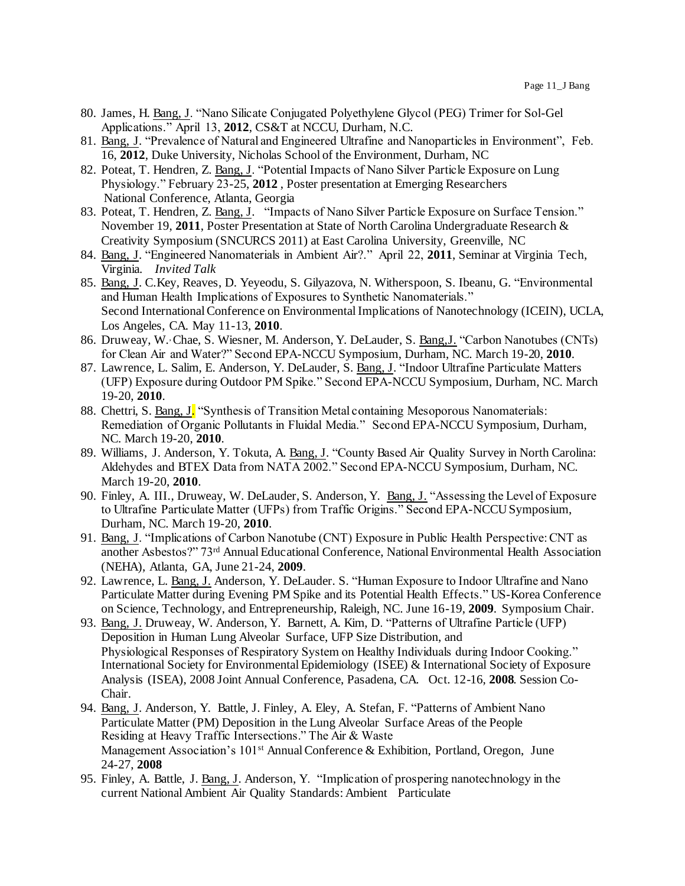80. James, H. Bang, J. “Nano Silicate Conjugated Polyethylene Glycol (PEG) Trimer for Sol-Gel Applications.” April 13, **2012**, CS&T at NCCU, Durham, N.C.
81. Bang, J. “Prevalence of Natural and Engineered Ultrafine and Nanoparticles in Environment”, Feb. 16, **2012**, Duke University, Nicholas School of the Environment, Durham, NC
82. Poteat, T. Hendren, Z. Bang, J. “Potential Impacts of Nano Silver Particle Exposure on Lung Physiology.” February 23-25, **2012** , Poster presentation at Emerging Researchers National Conference, Atlanta, Georgia
83. Poteat, T. Hendren, Z. Bang, J. “Impacts of Nano Silver Particle Exposure on Surface Tension.” November 19, **2011**, Poster Presentation at State of North Carolina Undergraduate Research & Creativity Symposium (SNCURCS 2011) at East Carolina University, Greenville, NC
84. Bang, J. “Engineered Nanomaterials in Ambient Air?.” April 22, **2011**, Seminar at Virginia Tech, Virginia. *Invited Talk*
85. Bang, J. C.Key, Reaves, D. Yeyeodu, S. Gilyazova, N. Witherspoon, S. Ibeanu, G. “Environmental and Human Health Implications of Exposures to Synthetic Nanomaterials.” Second International Conference on Environmental Implications of Nanotechnology (ICEIN), UCLA, Los Angeles, CA. May 11-13, **2010**.
86. Druweay, W.·Chae, S. Wiesner, M. Anderson, Y. DeLauder, S. Bang,J. “Carbon Nanotubes (CNTs) for Clean Air and Water?” Second EPA-NCCU Symposium, Durham, NC. March 19-20, **2010**.
87. Lawrence, L. Salim, E. Anderson, Y. DeLauder, S. Bang, J. “Indoor Ultrafine Particulate Matters (UFP) Exposure during Outdoor PM Spike.” Second EPA-NCCU Symposium, Durham, NC. March 19-20, **2010**.
88. Chettri, S. Bang, J. “Synthesis of Transition Metal containing Mesoporous Nanomaterials: Remediation of Organic Pollutants in Fluidal Media.” Second EPA-NCCU Symposium, Durham, NC. March 19-20, **2010**.
89. Williams, J. Anderson, Y. Tokuta, A. Bang, J. “County Based Air Quality Survey in North Carolina: Aldehydes and BTEX Data from NATA 2002.” Second EPA-NCCU Symposium, Durham, NC. March 19-20, **2010**.
90. Finley, A. III., Druweay, W. DeLauder, S. Anderson, Y. Bang, J. “Assessing the Level of Exposure to Ultrafine Particulate Matter (UFPs) from Traffic Origins.” Second EPA-NCCU Symposium, Durham, NC. March 19-20, **2010**.
91. Bang, J. “Implications of Carbon Nanotube (CNT) Exposure in Public Health Perspective: CNT as another Asbestos?” 73rd Annual Educational Conference, National Environmental Health Association (NEHA), Atlanta, GA, June 21-24, **2009**.
92. Lawrence, L. Bang, J. Anderson, Y. DeLauder. S. “Human Exposure to Indoor Ultrafine and Nano Particulate Matter during Evening PM Spike and its Potential Health Effects.” US-Korea Conference on Science, Technology, and Entrepreneurship, Raleigh, NC. June 16-19, **2009**. Symposium Chair.
93. Bang, J. Druweay, W. Anderson, Y. Barnett, A. Kim, D. “Patterns of Ultrafine Particle (UFP) Deposition in Human Lung Alveolar Surface, UFP Size Distribution, and Physiological Responses of Respiratory System on Healthy Individuals during Indoor Cooking.” International Society for Environmental Epidemiology (ISEE) & International Society of Exposure Analysis (ISEA), 2008 Joint Annual Conference, Pasadena, CA. Oct. 12-16, **2008**. Session Co-Chair.
94. Bang, J. Anderson, Y. Battle, J. Finley, A. Eley, A. Stefan, F. “Patterns of Ambient Nano Particulate Matter (PM) Deposition in the Lung Alveolar Surface Areas of the People Residing at Heavy Traffic Intersections.” The Air & Waste Management Association’s 101st Annual Conference & Exhibition, Portland, Oregon, June 24-27, **2008**
95. Finley, A. Battle, J. Bang, J. Anderson, Y. “Implication of prospering nanotechnology in the current National Ambient Air Quality Standards: Ambient Particulate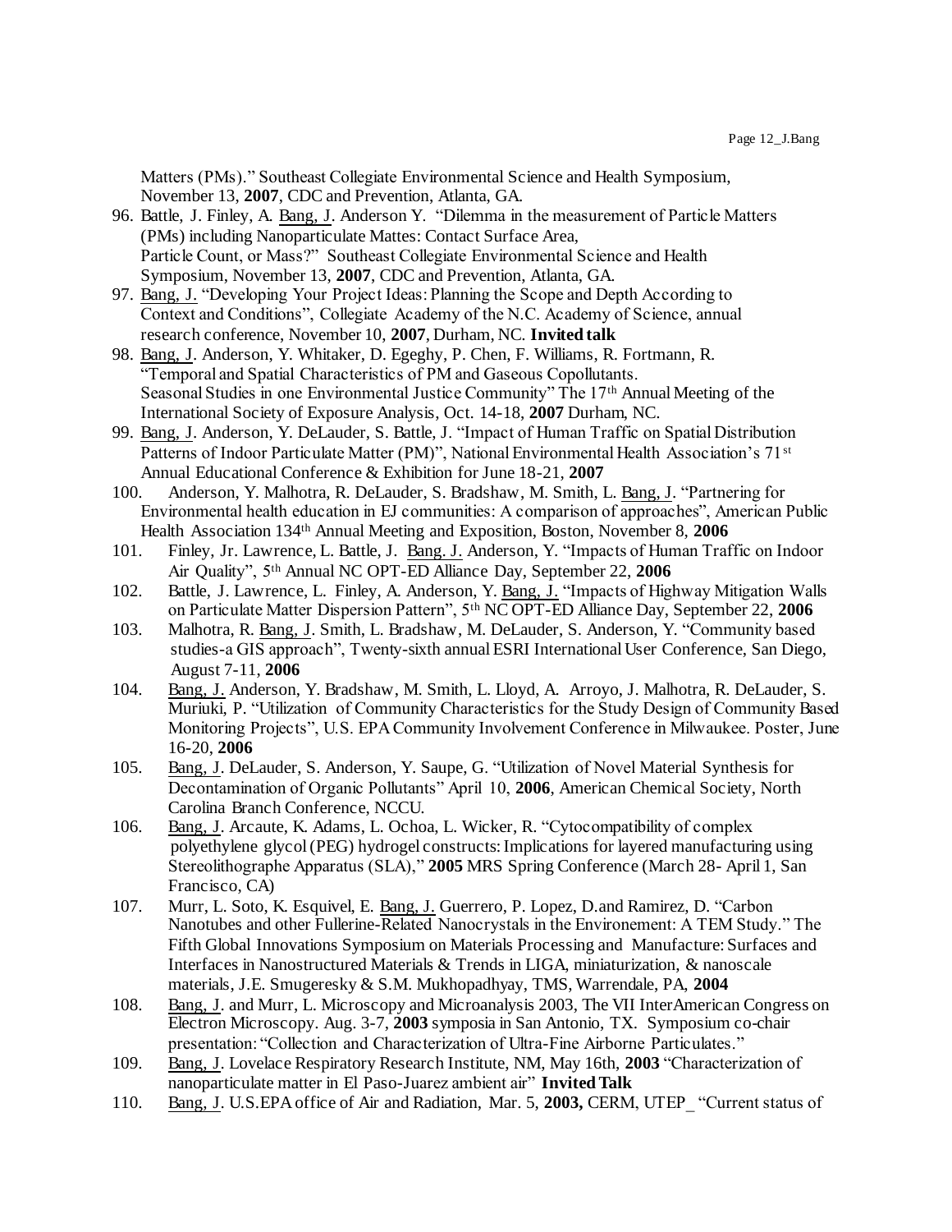Matters (PMs)." Southeast Collegiate Environmental Science and Health Symposium, November 13, **2007**, CDC and Prevention, Atlanta, GA.

96. Battle, J. Finley, A. Bang, J. Anderson Y. "Dilemma in the measurement of Particle Matters (PMs) including Nanoparticulate Mattes: Contact Surface Area, Particle Count, or Mass?" Southeast Collegiate Environmental Science and Health Symposium, November 13, **2007**, CDC and Prevention, Atlanta, GA.
97. Bang, J. "Developing Your Project Ideas: Planning the Scope and Depth According to Context and Conditions", Collegiate Academy of the N.C. Academy of Science, annual research conference, November 10, **2007**, Durham, NC. **Invited talk**
98. Bang, J. Anderson, Y. Whitaker, D. Egeghy, P. Chen, F. Williams, R. Fortmann, R. "Temporal and Spatial Characteristics of PM and Gaseous Copollutants. Seasonal Studies in one Environmental Justice Community" The 17th Annual Meeting of the International Society of Exposure Analysis, Oct. 14-18, **2007** Durham, NC.
99. Bang, J. Anderson, Y. DeLauder, S. Battle, J. "Impact of Human Traffic on Spatial Distribution Patterns of Indoor Particulate Matter (PM)", National Environmental Health Association's 71st Annual Educational Conference & Exhibition for June 18-21, **2007**
100. Anderson, Y. Malhotra, R. DeLauder, S. Bradshaw, M. Smith, L. Bang, J. "Partnering for Environmental health education in EJ communities: A comparison of approaches", American Public Health Association 134th Annual Meeting and Exposition, Boston, November 8, **2006**
101. Finley, Jr. Lawrence, L. Battle, J. Bang. J. Anderson, Y. "Impacts of Human Traffic on Indoor Air Quality", 5th Annual NC OPT-ED Alliance Day, September 22, **2006**
102. Battle, J. Lawrence, L. Finley, A. Anderson, Y. Bang, J. "Impacts of Highway Mitigation Walls on Particulate Matter Dispersion Pattern", 5th NC OPT-ED Alliance Day, September 22, **2006**
103. Malhotra, R. Bang, J. Smith, L. Bradshaw, M. DeLauder, S. Anderson, Y. "Community based studies-a GIS approach", Twenty-sixth annual ESRI International User Conference, San Diego, August 7-11, **2006**
104. Bang, J. Anderson, Y. Bradshaw, M. Smith, L. Lloyd, A. Arroyo, J. Malhotra, R. DeLauder, S. Muriuki, P. "Utilization of Community Characteristics for the Study Design of Community Based Monitoring Projects", U.S. EPA Community Involvement Conference in Milwaukee. Poster, June 16-20, **2006**
105. Bang, J. DeLauder, S. Anderson, Y. Saupe, G. "Utilization of Novel Material Synthesis for Decontamination of Organic Pollutants" April 10, **2006**, American Chemical Society, North Carolina Branch Conference, NCCU.
106. Bang, J. Arcaute, K. Adams, L. Ochoa, L. Wicker, R. "Cytocompatibility of complex polyethylene glycol (PEG) hydrogel constructs: Implications for layered manufacturing using Stereolithographe Apparatus (SLA)," **2005** MRS Spring Conference (March 28- April 1, San Francisco, CA)
107. Murr, L. Soto, K. Esquivel, E. Bang, J. Guerrero, P. Lopez, D.and Ramirez, D. "Carbon Nanotubes and other Fullerine-Related Nanocrystals in the Environement: A TEM Study." The Fifth Global Innovations Symposium on Materials Processing and Manufacture: Surfaces and Interfaces in Nanostructured Materials & Trends in LIGA, miniaturization, & nanoscale materials, J.E. Smugeresky & S.M. Mukhopadhyay, TMS, Warrendale, PA, **2004**
108. Bang, J. and Murr, L. Microscopy and Microanalysis 2003, The VII InterAmerican Congress on Electron Microscopy. Aug. 3-7, **2003** symposia in San Antonio, TX. Symposium co-chair presentation: "Collection and Characterization of Ultra-Fine Airborne Particulates."
109. Bang, J. Lovelace Respiratory Research Institute, NM, May 16th, **2003** "Characterization of nanoparticulate matter in El Paso-Juarez ambient air" **Invited Talk**
110. Bang, J. U.S.EPA office of Air and Radiation, Mar. 5, **2003,** CERM, UTEP_ "Current status of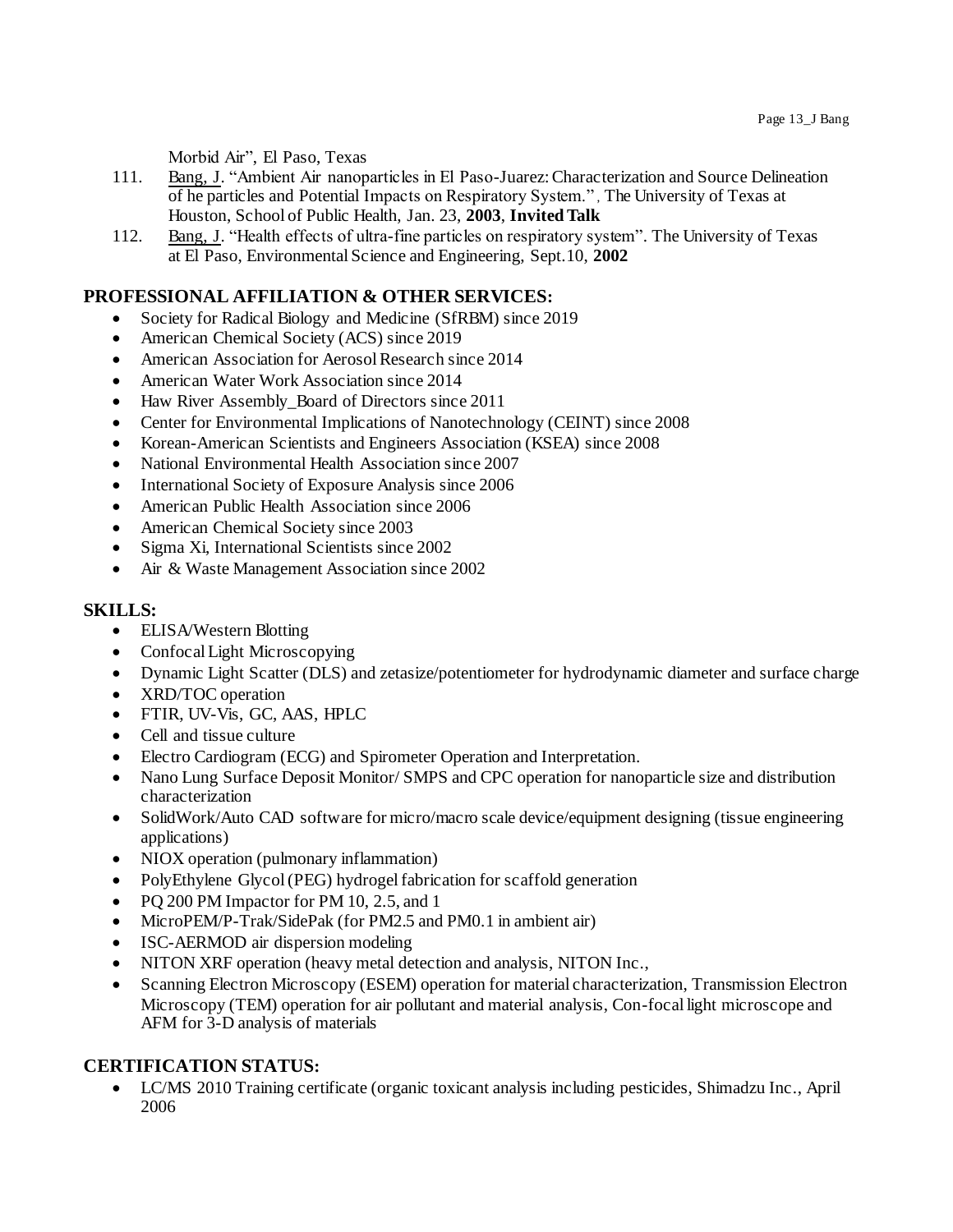Morbid Air", El Paso, Texas

111. Bang, J. "Ambient Air nanoparticles in El Paso-Juarez: Characterization and Source Delineation of he particles and Potential Impacts on Respiratory System.", The University of Texas at Houston, School of Public Health, Jan. 23, **2003**, **Invited Talk**
112. Bang, J. "Health effects of ultra-fine particles on respiratory system". The University of Texas at El Paso, Environmental Science and Engineering, Sept.10, **2002**

## PROFESSIONAL AFFILIATION & OTHER SERVICES:

- Society for Radical Biology and Medicine (SfRBM) since 2019
- American Chemical Society (ACS) since 2019
- American Association for Aerosol Research since 2014
- American Water Work Association since 2014
- Haw River Assembly_Board of Directors since 2011
- Center for Environmental Implications of Nanotechnology (CEINT) since 2008
- Korean-American Scientists and Engineers Association (KSEA) since 2008
- National Environmental Health Association since 2007
- International Society of Exposure Analysis since 2006
- American Public Health Association since 2006
- American Chemical Society since 2003
- Sigma Xi, International Scientists since 2002
- Air & Waste Management Association since 2002

## SKILLS:

- ELISA/Western Blotting
- Confocal Light Microscopying
- Dynamic Light Scatter (DLS) and zetasize/potentiometer for hydrodynamic diameter and surface charge
- XRD/TOC operation
- FTIR, UV-Vis, GC, AAS, HPLC
- Cell and tissue culture
- Electro Cardiogram (ECG) and Spirometer Operation and Interpretation.
- Nano Lung Surface Deposit Monitor/ SMPS and CPC operation for nanoparticle size and distribution characterization
- SolidWork/Auto CAD software for micro/macro scale device/equipment designing (tissue engineering applications)
- NIOX operation (pulmonary inflammation)
- PolyEthylene Glycol (PEG) hydrogel fabrication for scaffold generation
- PQ 200 PM Impactor for PM 10, 2.5, and 1
- MicroPEM/P-Trak/SidePak (for PM2.5 and PM0.1 in ambient air)
- ISC-AERMOD air dispersion modeling
- NITON XRF operation (heavy metal detection and analysis, NITON Inc.,
- Scanning Electron Microscopy (ESEM) operation for material characterization, Transmission Electron Microscopy (TEM) operation for air pollutant and material analysis, Con-focal light microscope and AFM for 3-D analysis of materials

## CERTIFICATION STATUS:

- LC/MS 2010 Training certificate (organic toxicant analysis including pesticides, Shimadzu Inc., April 2006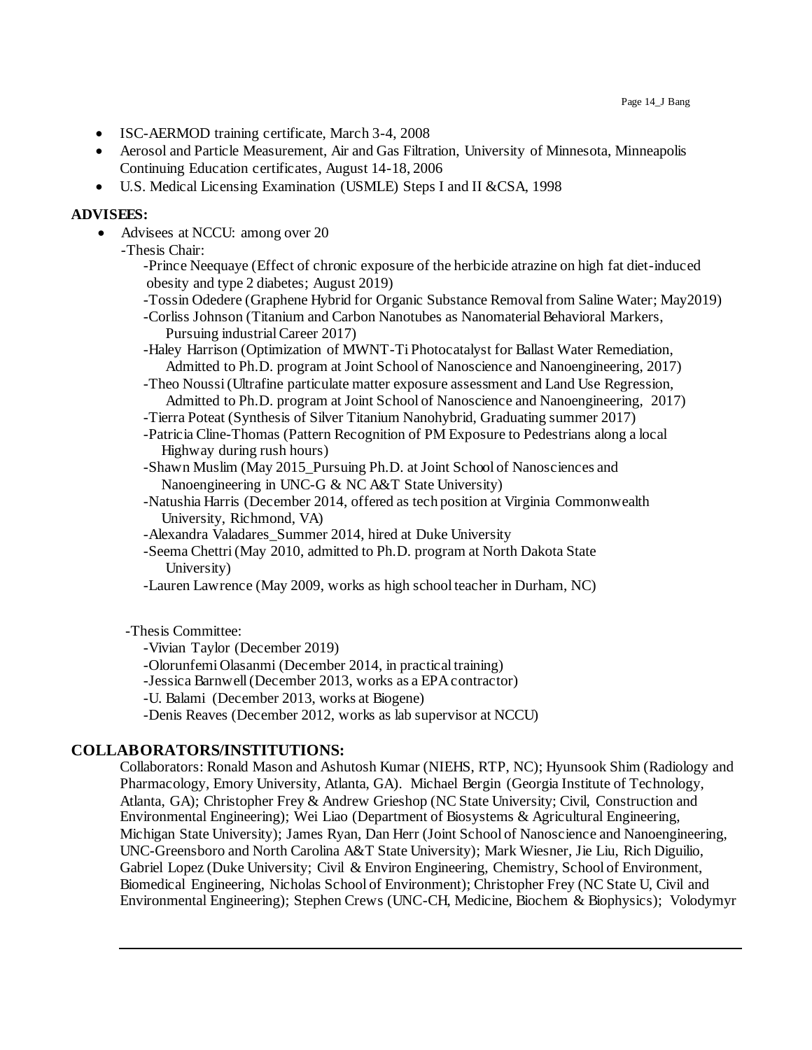- ISC-AERMOD training certificate, March 3-4, 2008
- Aerosol and Particle Measurement, Air and Gas Filtration, University of Minnesota, Minneapolis Continuing Education certificates, August 14-18, 2006
- U.S. Medical Licensing Examination (USMLE) Steps I and II &CSA, 1998

**ADVISEES:**

- Advisees at NCCU: among over 20
  - -Thesis Chair:
    - -Prince Neequaye (Effect of chronic exposure of the herbicide atrazine on high fat diet-induced obesity and type 2 diabetes; August 2019)
    - -Tossin Odedere (Graphene Hybrid for Organic Substance Removal from Saline Water; May2019)
    - -Corliss Johnson (Titanium and Carbon Nanotubes as Nanomaterial Behavioral Markers, Pursuing industrial Career 2017)
    - -Haley Harrison (Optimization of MWNT-Ti Photocatalyst for Ballast Water Remediation, Admitted to Ph.D. program at Joint School of Nanoscience and Nanoengineering, 2017)
    - -Theo Noussi (Ultrafine particulate matter exposure assessment and Land Use Regression, Admitted to Ph.D. program at Joint School of Nanoscience and Nanoengineering, 2017)
    - -Tierra Poteat (Synthesis of Silver Titanium Nanohybrid, Graduating summer 2017)
    - -Patricia Cline-Thomas (Pattern Recognition of PM Exposure to Pedestrians along a local Highway during rush hours)
    - -Shawn Muslim (May 2015_Pursuing Ph.D. at Joint School of Nanosciences and Nanoengineering in UNC-G & NC A&T State University)
    - -Natushia Harris (December 2014, offered as tech position at Virginia Commonwealth University, Richmond, VA)
    - -Alexandra Valadares_Summer 2014, hired at Duke University
    - -Seema Chettri (May 2010, admitted to Ph.D. program at North Dakota State University)
    - -Lauren Lawrence (May 2009, works as high school teacher in Durham, NC)
  - -Thesis Committee:
    - -Vivian Taylor (December 2019)
    - -Olorunfemi Olasanmi (December 2014, in practical training)
    - -Jessica Barnwell (December 2013, works as a EPA contractor)
    - -U. Balami (December 2013, works at Biogene)
    - -Denis Reaves (December 2012, works as lab supervisor at NCCU)

## COLLABORATORS/INSTITUTIONS:

Collaborators: Ronald Mason and Ashutosh Kumar (NIEHS, RTP, NC); Hyunsook Shim (Radiology and Pharmacology, Emory University, Atlanta, GA). Michael Bergin (Georgia Institute of Technology, Atlanta, GA); Christopher Frey & Andrew Grieshop (NC State University; Civil, Construction and Environmental Engineering); Wei Liao (Department of Biosystems & Agricultural Engineering, Michigan State University); James Ryan, Dan Herr (Joint School of Nanoscience and Nanoengineering, UNC-Greensboro and North Carolina A&T State University); Mark Wiesner, Jie Liu, Rich Diguilio, Gabriel Lopez (Duke University; Civil & Environ Engineering, Chemistry, School of Environment, Biomedical Engineering, Nicholas School of Environment); Christopher Frey (NC State U, Civil and Environmental Engineering); Stephen Crews (UNC-CH, Medicine, Biochem & Biophysics); Volodymyr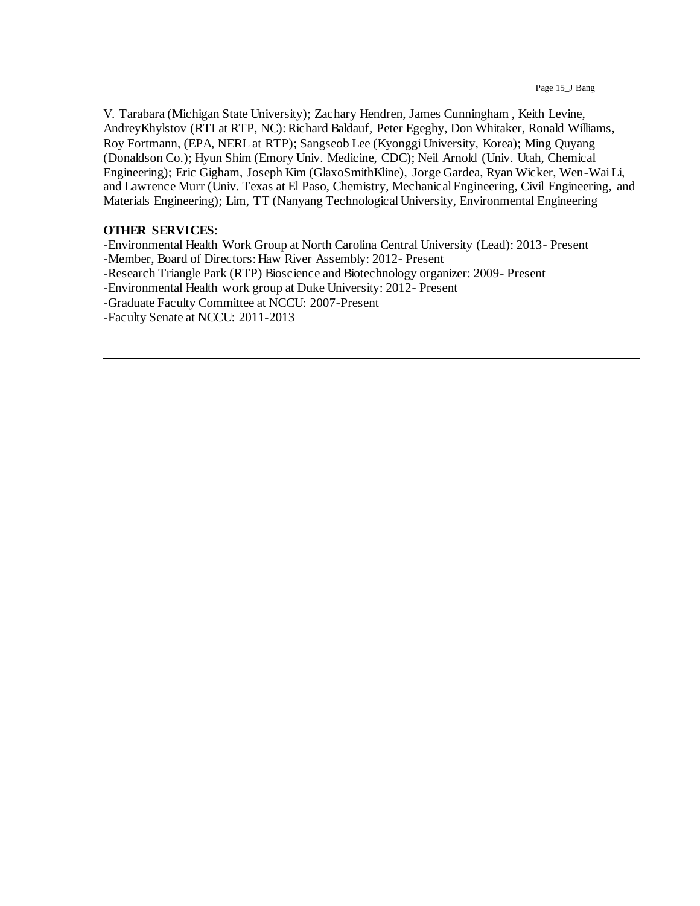V. Tarabara (Michigan State University); Zachary Hendren, James Cunningham , Keith Levine, AndreyKhylstov (RTI at RTP, NC): Richard Baldauf, Peter Egeghy, Don Whitaker, Ronald Williams, Roy Fortmann, (EPA, NERL at RTP); Sangseob Lee (Kyonggi University, Korea); Ming Quyang (Donaldson Co.); Hyun Shim (Emory Univ. Medicine, CDC); Neil Arnold (Univ. Utah, Chemical Engineering); Eric Gigham, Joseph Kim (GlaxoSmithKline), Jorge Gardea, Ryan Wicker, Wen-Wai Li, and Lawrence Murr (Univ. Texas at El Paso, Chemistry, Mechanical Engineering, Civil Engineering, and Materials Engineering); Lim, TT (Nanyang Technological University, Environmental Engineering

**OTHER SERVICES**:

-Environmental Health Work Group at North Carolina Central University (Lead): 2013- Present
-Member, Board of Directors: Haw River Assembly: 2012- Present
-Research Triangle Park (RTP) Bioscience and Biotechnology organizer: 2009- Present
-Environmental Health work group at Duke University: 2012- Present
-Graduate Faculty Committee at NCCU: 2007-Present
-Faculty Senate at NCCU: 2011-2013

---